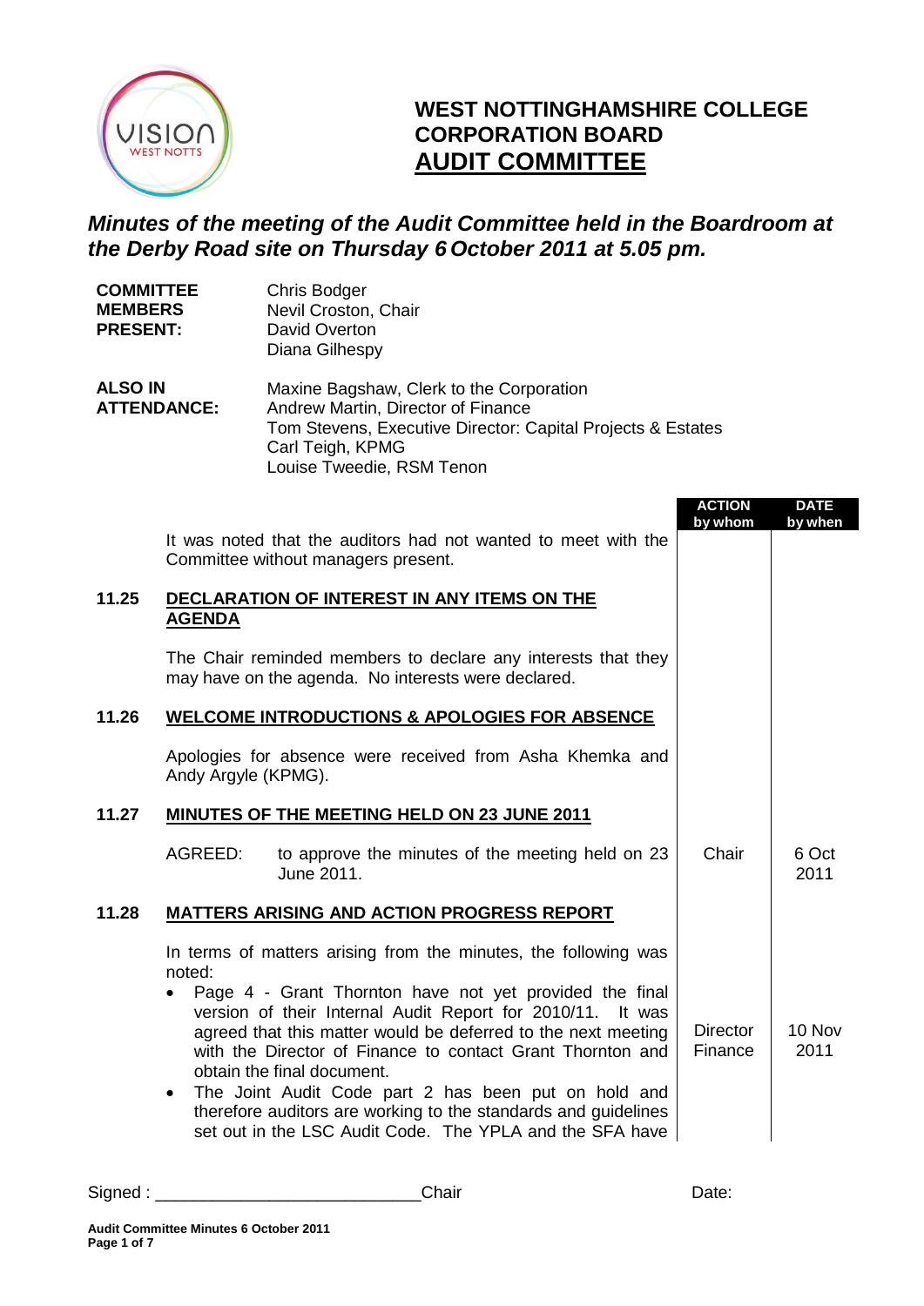# WEST NOTTINGHAMSHIRE COLLEGE
# CORPORATION BOARD
# AUDIT COMMITTEE

***Minutes of the meeting of the Audit Committee held in the Boardroom at the Derby Road site on Thursday 6 October 2011 at 5.05 pm.***

| | |
|---|---|
| **COMMITTEE MEMBERS PRESENT:** | Chris Bodger<br>Nevil Croston, Chair<br>David Overton<br>Diana Gilhespy |
| **ALSO IN ATTENDANCE:** | Maxine Bagshaw, Clerk to the Corporation<br>Andrew Martin, Director of Finance<br>Tom Stevens, Executive Director: Capital Projects & Estates<br>Carl Teigh, KPMG<br>Louise Tweedie, RSM Tenon |

| | | ACTION by whom | DATE by when |
|---|---|---|---|
| | It was noted that the auditors had not wanted to meet with the Committee without managers present. | | |
| **11.25** | **DECLARATION OF INTEREST IN ANY ITEMS ON THE AGENDA** | | |
| | The Chair reminded members to declare any interests that they may have on the agenda. No interests were declared. | | |
| **11.26** | **WELCOME INTRODUCTIONS & APOLOGIES FOR ABSENCE** | | |
| | Apologies for absence were received from Asha Khemka and Andy Argyle (KPMG). | | |
| **11.27** | **MINUTES OF THE MEETING HELD ON 23 JUNE 2011** | | |
| | AGREED: to approve the minutes of the meeting held on 23 June 2011. | Chair | 6 Oct 2011 |
| **11.28** | **MATTERS ARISING AND ACTION PROGRESS REPORT** | | |
| | In terms of matters arising from the minutes, the following was noted: | | |
| | • Page 4 - Grant Thornton have not yet provided the final version of their Internal Audit Report for 2010/11. It was agreed that this matter would be deferred to the next meeting with the Director of Finance to contact Grant Thornton and obtain the final document. | Director Finance | 10 Nov 2011 |
| | • The Joint Audit Code part 2 has been put on hold and therefore auditors are working to the standards and guidelines set out in the LSC Audit Code. The YPLA and the SFA have | | |

Signed : ___________________________Chair Date: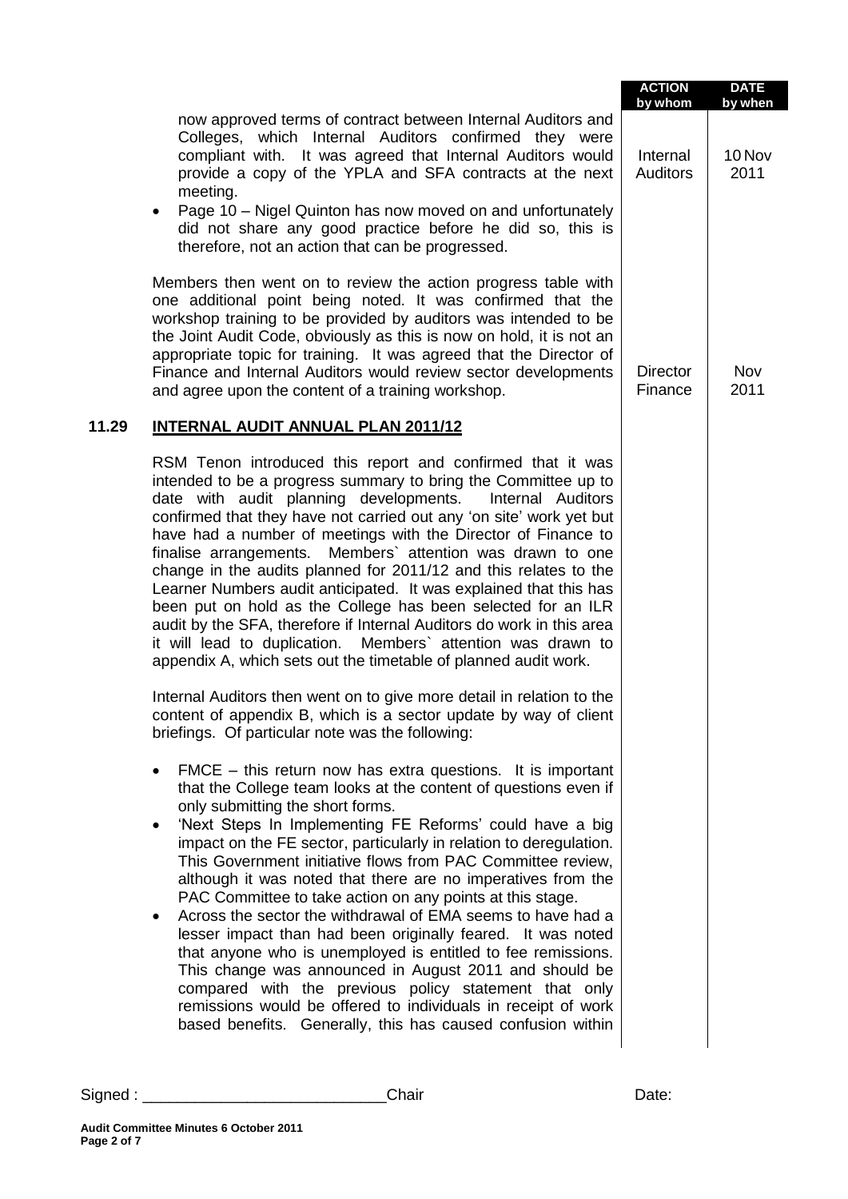| | | ACTION by whom | DATE by when |
|---|---|---|---|
| | now approved terms of contract between Internal Auditors and Colleges, which Internal Auditors confirmed they were compliant with. It was agreed that Internal Auditors would provide a copy of the YPLA and SFA contracts at the next meeting. | Internal Auditors | 10 Nov 2011 |
| | • Page 10 – Nigel Quinton has now moved on and unfortunately did not share any good practice before he did so, this is therefore, not an action that can be progressed. | | |
| | Members then went on to review the action progress table with one additional point being noted. It was confirmed that the workshop training to be provided by auditors was intended to be the Joint Audit Code, obviously as this is now on hold, it is not an appropriate topic for training. It was agreed that the Director of Finance and Internal Auditors would review sector developments and agree upon the content of a training workshop. | Director Finance | Nov 2011 |

## 11.29 INTERNAL AUDIT ANNUAL PLAN 2011/12

RSM Tenon introduced this report and confirmed that it was intended to be a progress summary to bring the Committee up to date with audit planning developments. Internal Auditors confirmed that they have not carried out any 'on site' work yet but have had a number of meetings with the Director of Finance to finalise arrangements. Members` attention was drawn to one change in the audits planned for 2011/12 and this relates to the Learner Numbers audit anticipated. It was explained that this has been put on hold as the College has been selected for an ILR audit by the SFA, therefore if Internal Auditors do work in this area it will lead to duplication. Members` attention was drawn to appendix A, which sets out the timetable of planned audit work.

Internal Auditors then went on to give more detail in relation to the content of appendix B, which is a sector update by way of client briefings. Of particular note was the following:

- FMCE – this return now has extra questions. It is important that the College team looks at the content of questions even if only submitting the short forms.
- 'Next Steps In Implementing FE Reforms' could have a big impact on the FE sector, particularly in relation to deregulation. This Government initiative flows from PAC Committee review, although it was noted that there are no imperatives from the PAC Committee to take action on any points at this stage.
- Across the sector the withdrawal of EMA seems to have had a lesser impact than had been originally feared. It was noted that anyone who is unemployed is entitled to fee remissions. This change was announced in August 2011 and should be compared with the previous policy statement that only remissions would be offered to individuals in receipt of work based benefits. Generally, this has caused confusion within

Signed : ____________________________Chair Date: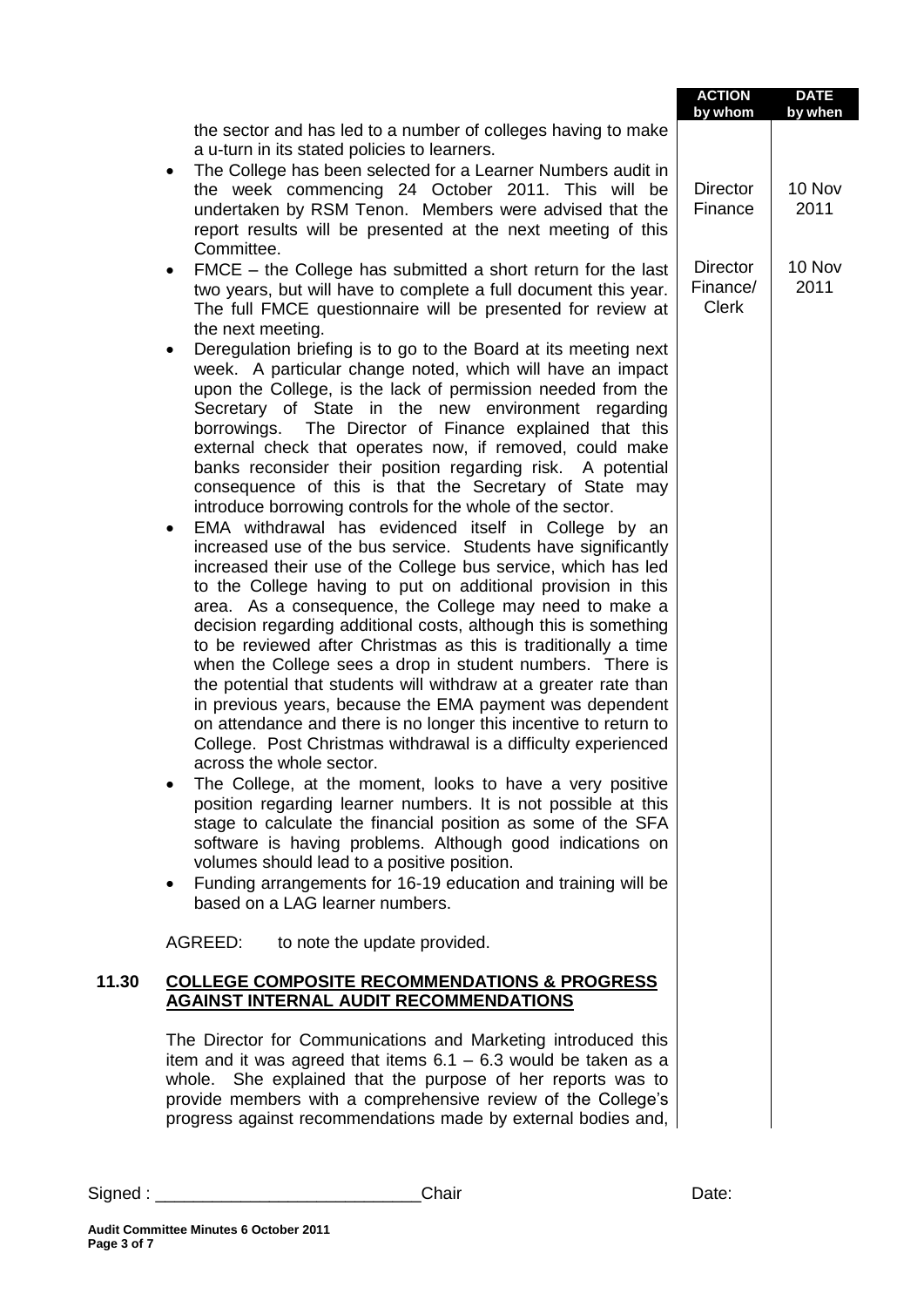| | | ACTION by whom | DATE by when |
|---|---|---|---|
| | the sector and has led to a number of colleges having to make a u-turn in its stated policies to learners. | | |
| | • The College has been selected for a Learner Numbers audit in the week commencing 24 October 2011. This will be undertaken by RSM Tenon. Members were advised that the report results will be presented at the next meeting of this Committee. | Director Finance | 10 Nov 2011 |
| | • FMCE – the College has submitted a short return for the last two years, but will have to complete a full document this year. The full FMCE questionnaire will be presented for review at the next meeting. | Director Finance/ Clerk | 10 Nov 2011 |
| | • Deregulation briefing is to go to the Board at its meeting next week. A particular change noted, which will have an impact upon the College, is the lack of permission needed from the Secretary of State in the new environment regarding borrowings. The Director of Finance explained that this external check that operates now, if removed, could make banks reconsider their position regarding risk. A potential consequence of this is that the Secretary of State may introduce borrowing controls for the whole of the sector. | | |
| | • EMA withdrawal has evidenced itself in College by an increased use of the bus service. Students have significantly increased their use of the College bus service, which has led to the College having to put on additional provision in this area. As a consequence, the College may need to make a decision regarding additional costs, although this is something to be reviewed after Christmas as this is traditionally a time when the College sees a drop in student numbers. There is the potential that students will withdraw at a greater rate than in previous years, because the EMA payment was dependent on attendance and there is no longer this incentive to return to College. Post Christmas withdrawal is a difficulty experienced across the whole sector. | | |
| | • The College, at the moment, looks to have a very positive position regarding learner numbers. It is not possible at this stage to calculate the financial position as some of the SFA software is having problems. Although good indications on volumes should lead to a positive position. | | |
| | • Funding arrangements for 16-19 education and training will be based on a LAG learner numbers. | | |
| | AGREED: to note the update provided. | | |
| **11.30** | **COLLEGE COMPOSITE RECOMMENDATIONS & PROGRESS AGAINST INTERNAL AUDIT RECOMMENDATIONS** | | |
| | The Director for Communications and Marketing introduced this item and it was agreed that items 6.1 – 6.3 would be taken as a whole. She explained that the purpose of her reports was to provide members with a comprehensive review of the College's progress against recommendations made by external bodies and, | | |

Signed : \_\_\_\_\_\_\_\_\_\_\_\_\_\_\_\_\_\_\_\_\_\_\_\_\_\_\_\_Chair Date:

**Audit Committee Minutes 6 October 2011**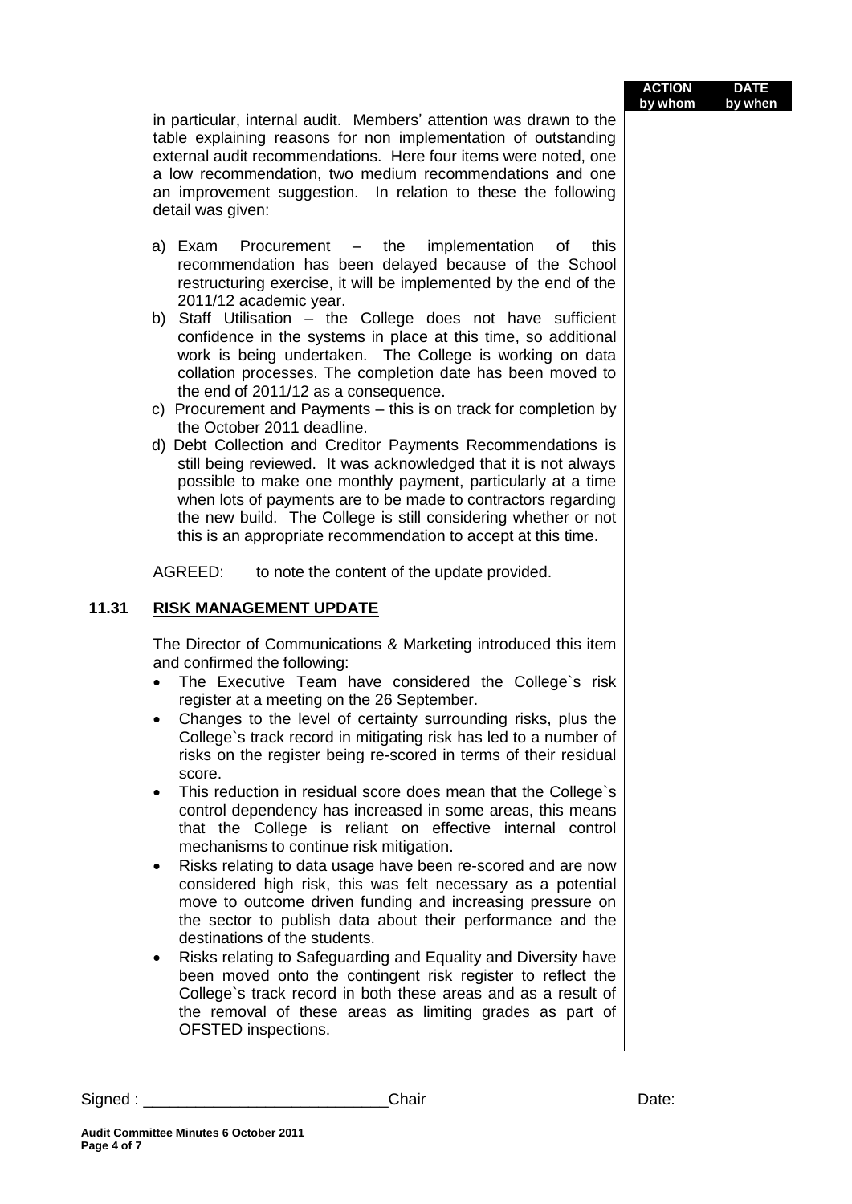| | ACTION by whom | DATE by when |
|---|---|---|

in particular, internal audit. Members' attention was drawn to the table explaining reasons for non implementation of outstanding external audit recommendations. Here four items were noted, one a low recommendation, two medium recommendations and one an improvement suggestion. In relation to these the following detail was given:

a) Exam Procurement – the implementation of this recommendation has been delayed because of the School restructuring exercise, it will be implemented by the end of the 2011/12 academic year.
b) Staff Utilisation – the College does not have sufficient confidence in the systems in place at this time, so additional work is being undertaken. The College is working on data collation processes. The completion date has been moved to the end of 2011/12 as a consequence.
c) Procurement and Payments – this is on track for completion by the October 2011 deadline.
d) Debt Collection and Creditor Payments Recommendations is still being reviewed. It was acknowledged that it is not always possible to make one monthly payment, particularly at a time when lots of payments are to be made to contractors regarding the new build. The College is still considering whether or not this is an appropriate recommendation to accept at this time.

AGREED: to note the content of the update provided.

## 11.31 RISK MANAGEMENT UPDATE

The Director of Communications & Marketing introduced this item and confirmed the following:

- The Executive Team have considered the College`s risk register at a meeting on the 26 September.
- Changes to the level of certainty surrounding risks, plus the College`s track record in mitigating risk has led to a number of risks on the register being re-scored in terms of their residual score.
- This reduction in residual score does mean that the College`s control dependency has increased in some areas, this means that the College is reliant on effective internal control mechanisms to continue risk mitigation.
- Risks relating to data usage have been re-scored and are now considered high risk, this was felt necessary as a potential move to outcome driven funding and increasing pressure on the sector to publish data about their performance and the destinations of the students.
- Risks relating to Safeguarding and Equality and Diversity have been moved onto the contingent risk register to reflect the College`s track record in both these areas and as a result of the removal of these areas as limiting grades as part of OFSTED inspections.

Signed : ____________________________Chair Date:

**Audit Committee Minutes 6 October 2011**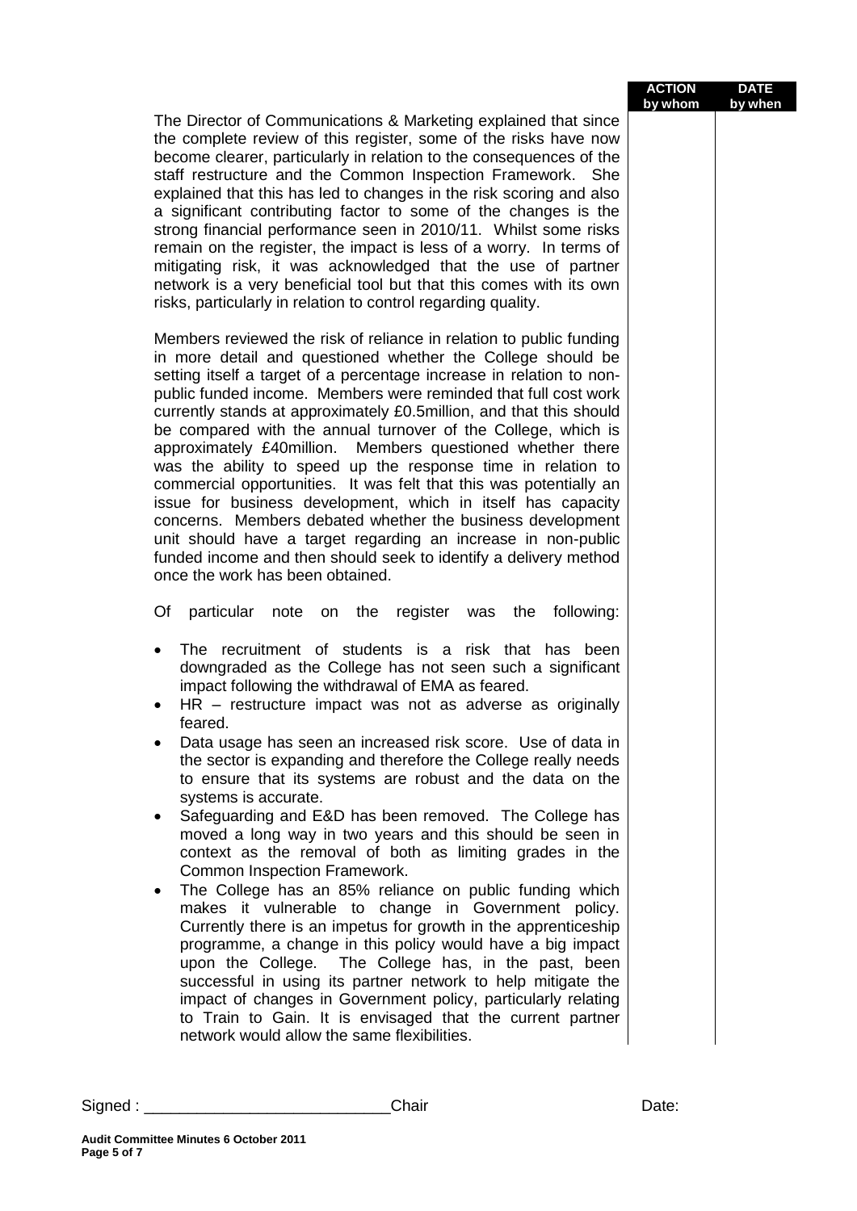| | ACTION by whom | DATE by when |
|---|---|---|
| The Director of Communications & Marketing explained that since the complete review of this register, some of the risks have now become clearer, particularly in relation to the consequences of the staff restructure and the Common Inspection Framework. She explained that this has led to changes in the risk scoring and also a significant contributing factor to some of the changes is the strong financial performance seen in 2010/11. Whilst some risks remain on the register, the impact is less of a worry. In terms of mitigating risk, it was acknowledged that the use of partner network is a very beneficial tool but that this comes with its own risks, particularly in relation to control regarding quality. | | |

Members reviewed the risk of reliance in relation to public funding in more detail and questioned whether the College should be setting itself a target of a percentage increase in relation to non-public funded income. Members were reminded that full cost work currently stands at approximately £0.5million, and that this should be compared with the annual turnover of the College, which is approximately £40million. Members questioned whether there was the ability to speed up the response time in relation to commercial opportunities. It was felt that this was potentially an issue for business development, which in itself has capacity concerns. Members debated whether the business development unit should have a target regarding an increase in non-public funded income and then should seek to identify a delivery method once the work has been obtained.

Of particular note on the register was the following:

- The recruitment of students is a risk that has been downgraded as the College has not seen such a significant impact following the withdrawal of EMA as feared.
- HR – restructure impact was not as adverse as originally feared.
- Data usage has seen an increased risk score. Use of data in the sector is expanding and therefore the College really needs to ensure that its systems are robust and the data on the systems is accurate.
- Safeguarding and E&D has been removed. The College has moved a long way in two years and this should be seen in context as the removal of both as limiting grades in the Common Inspection Framework.
- The College has an 85% reliance on public funding which makes it vulnerable to change in Government policy. Currently there is an impetus for growth in the apprenticeship programme, a change in this policy would have a big impact upon the College. The College has, in the past, been successful in using its partner network to help mitigate the impact of changes in Government policy, particularly relating to Train to Gain. It is envisaged that the current partner network would allow the same flexibilities.

Signed : ____________________________Chair Date: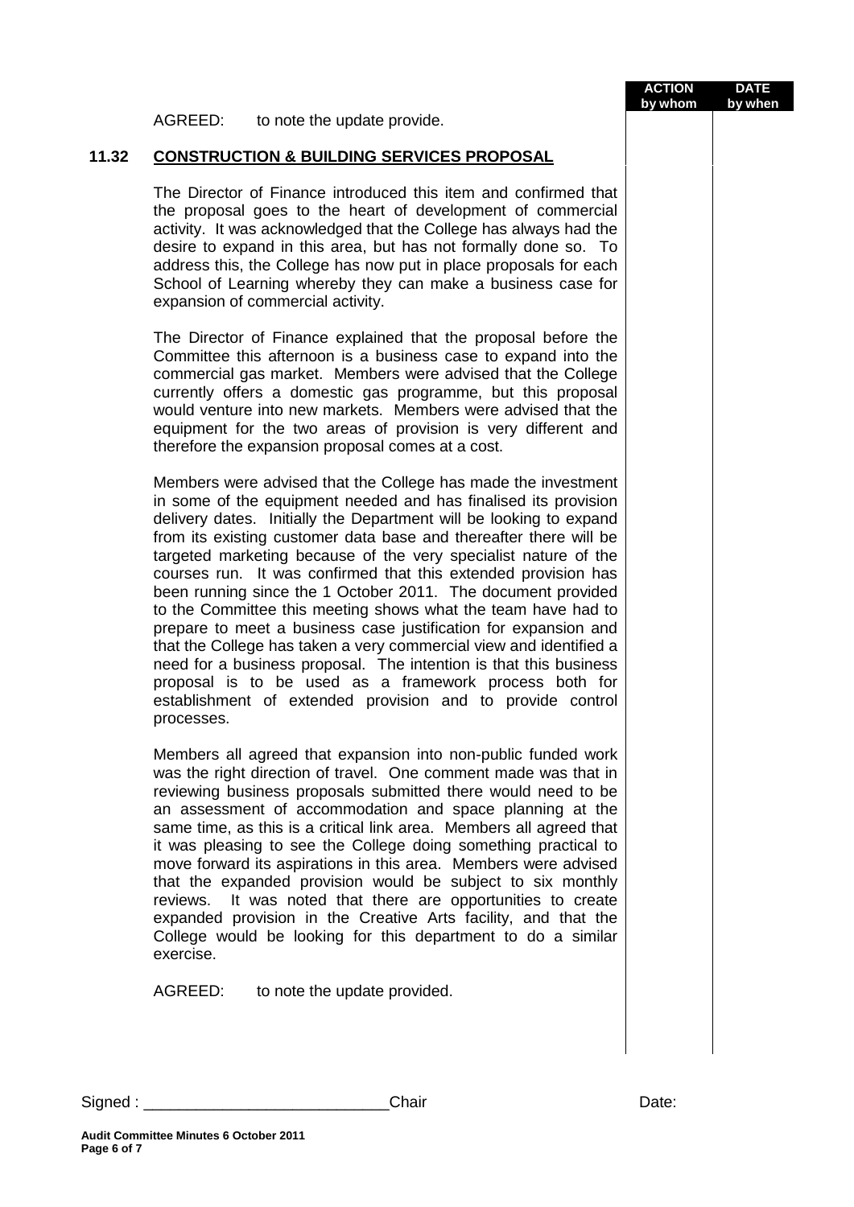| | | ACTION by whom | DATE by when |
|---|---|---|---|
| | AGREED: to note the update provide. | | |

**11.32 CONSTRUCTION & BUILDING SERVICES PROPOSAL**

The Director of Finance introduced this item and confirmed that the proposal goes to the heart of development of commercial activity. It was acknowledged that the College has always had the desire to expand in this area, but has not formally done so. To address this, the College has now put in place proposals for each School of Learning whereby they can make a business case for expansion of commercial activity.

The Director of Finance explained that the proposal before the Committee this afternoon is a business case to expand into the commercial gas market. Members were advised that the College currently offers a domestic gas programme, but this proposal would venture into new markets. Members were advised that the equipment for the two areas of provision is very different and therefore the expansion proposal comes at a cost.

Members were advised that the College has made the investment in some of the equipment needed and has finalised its provision delivery dates. Initially the Department will be looking to expand from its existing customer data base and thereafter there will be targeted marketing because of the very specialist nature of the courses run. It was confirmed that this extended provision has been running since the 1 October 2011. The document provided to the Committee this meeting shows what the team have had to prepare to meet a business case justification for expansion and that the College has taken a very commercial view and identified a need for a business proposal. The intention is that this business proposal is to be used as a framework process both for establishment of extended provision and to provide control processes.

Members all agreed that expansion into non-public funded work was the right direction of travel. One comment made was that in reviewing business proposals submitted there would need to be an assessment of accommodation and space planning at the same time, as this is a critical link area. Members all agreed that it was pleasing to see the College doing something practical to move forward its aspirations in this area. Members were advised that the expanded provision would be subject to six monthly reviews. It was noted that there are opportunities to create expanded provision in the Creative Arts facility, and that the College would be looking for this department to do a similar exercise.

AGREED: to note the update provided.

Signed : ____________________________Chair Date:

**Audit Committee Minutes 6 October 2011**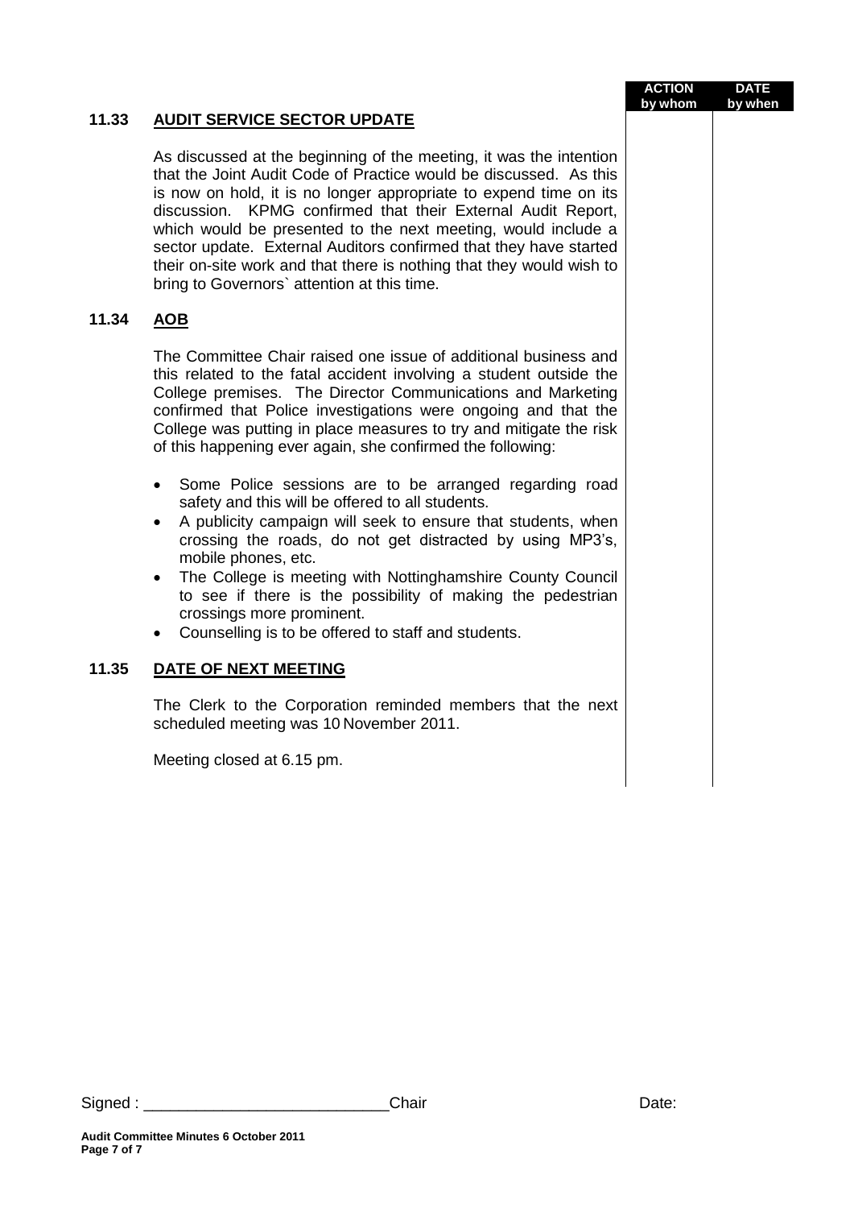| | | ACTION by whom | DATE by when |
|---|---|---|---|
| **11.33** | **AUDIT SERVICE SECTOR UPDATE** | | |

As discussed at the beginning of the meeting, it was the intention that the Joint Audit Code of Practice would be discussed. As this is now on hold, it is no longer appropriate to expend time on its discussion. KPMG confirmed that their External Audit Report, which would be presented to the next meeting, would include a sector update. External Auditors confirmed that they have started their on-site work and that there is nothing that they would wish to bring to Governors` attention at this time.

## 11.34 AOB

The Committee Chair raised one issue of additional business and this related to the fatal accident involving a student outside the College premises. The Director Communications and Marketing confirmed that Police investigations were ongoing and that the College was putting in place measures to try and mitigate the risk of this happening ever again, she confirmed the following:

- Some Police sessions are to be arranged regarding road safety and this will be offered to all students.
- A publicity campaign will seek to ensure that students, when crossing the roads, do not get distracted by using MP3's, mobile phones, etc.
- The College is meeting with Nottinghamshire County Council to see if there is the possibility of making the pedestrian crossings more prominent.
- Counselling is to be offered to staff and students.

## 11.35 DATE OF NEXT MEETING

The Clerk to the Corporation reminded members that the next scheduled meeting was 10 November 2011.

Meeting closed at 6.15 pm.

Signed : ___________________________Chair Date:

**Audit Committee Minutes 6 October 2011**